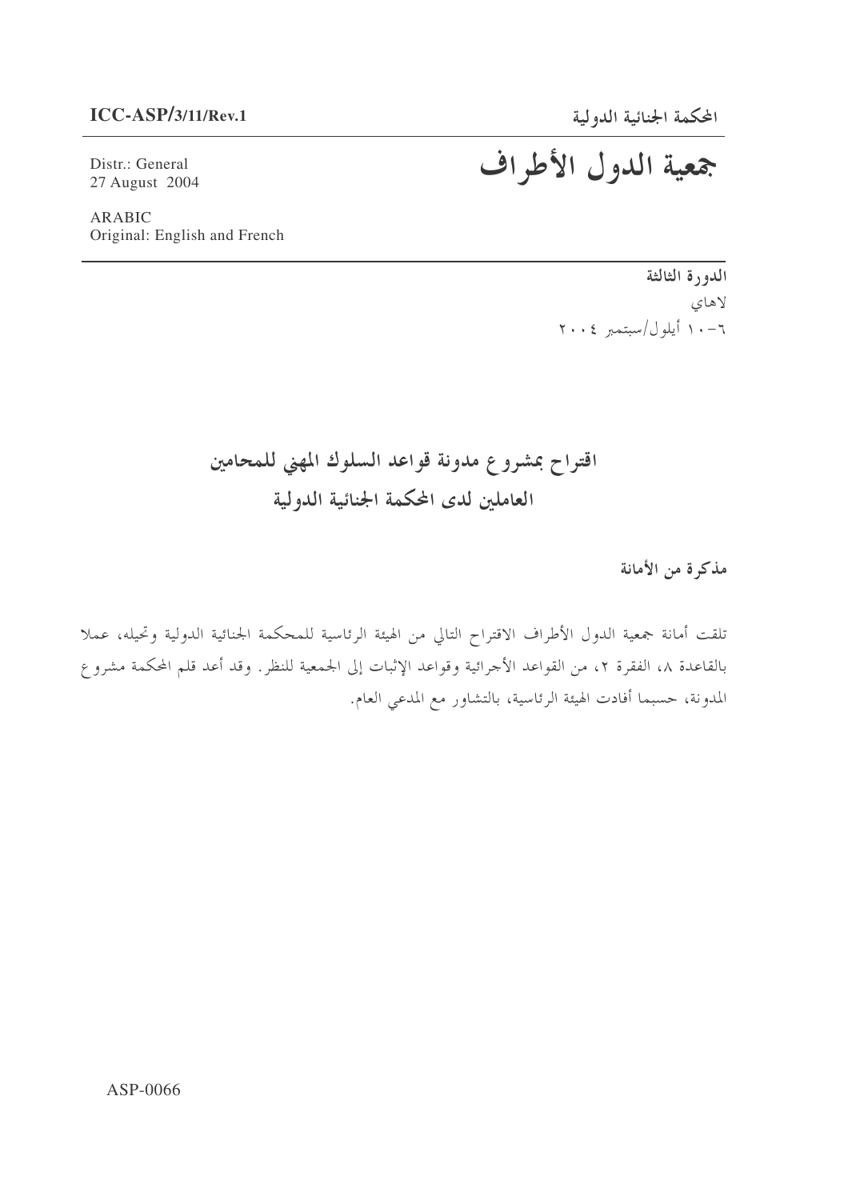ICC-ASP/3/11/Rev.1

المحكمة الجنائية الدولية

# جمعية الدول الأطراف

Distr.: General
27 August 2004

ARABIC
Original: English and French

**الدورة الثالثة**
لاهاي
٦-١٠ أيلول/سبتمبر ٢٠٠٤

## اقتراح بمشروع مدونة قواعد السلوك المهني للمحامين العاملين لدى المحكمة الجنائية الدولية

**مذكرة من الأمانة**

تلقت أمانة جمعية الدول الأطراف الاقتراح التالي من الهيئة الرئاسية للمحكمة الجنائية الدولية وتحيله، عملا بالقاعدة ٨، الفقرة ٢، من القواعد الأجرائية وقواعد الإثبات إلى الجمعية للنظر. وقد أعد قلم المحكمة مشروع المدونة، حسبما أفادت الهيئة الرئاسية، بالتشاور مع المدعي العام.

ASP-0066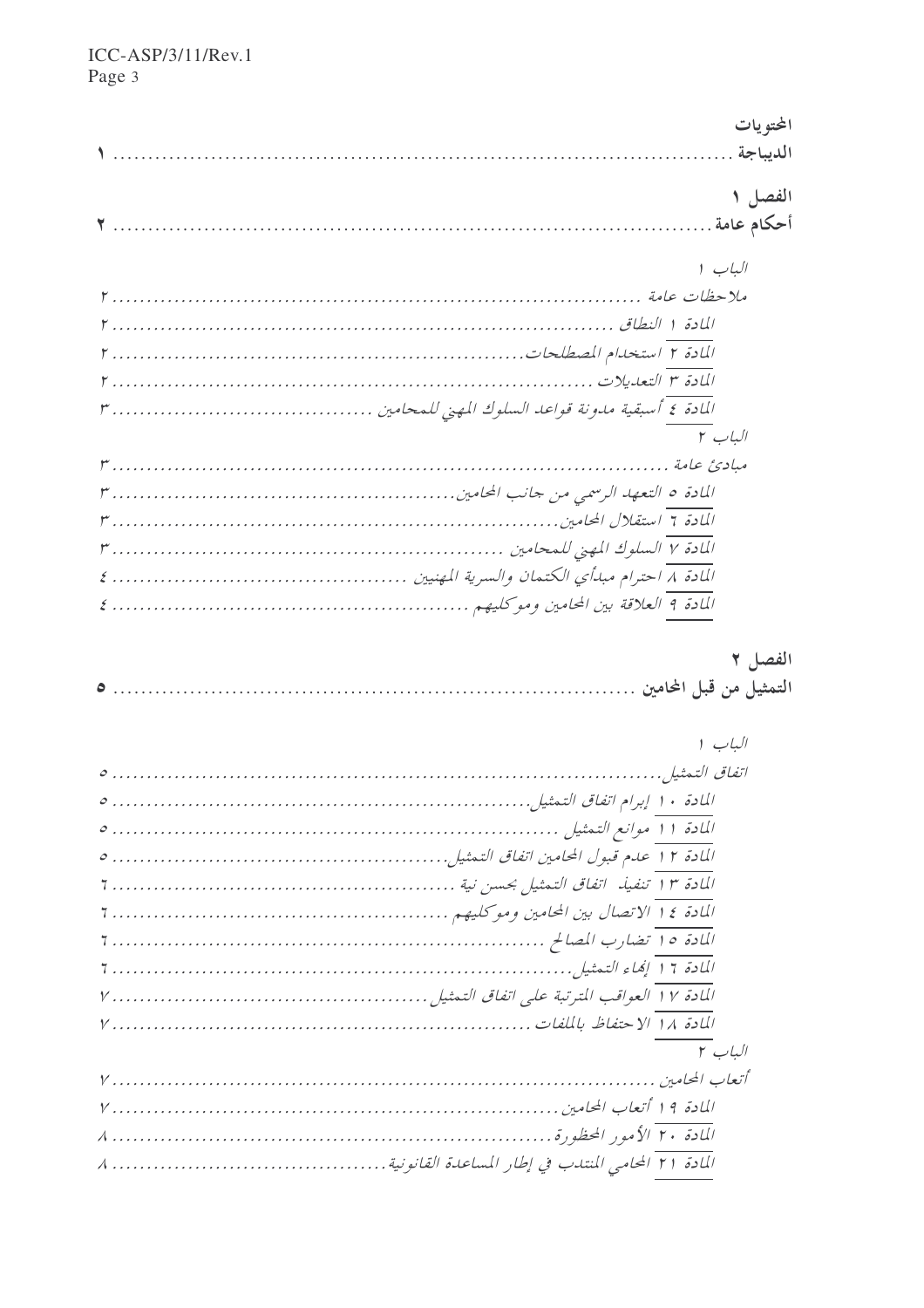**المحتويات**

**الديباجة** ........................................................................................ **١**

**الفصل ١**
**أحكام عامة** ........................................................................................ **٢**

*الباب ١*
*ملاحظات عامة* ........................................................................................ ٢
*المادة ١ النطاق* ........................................................................................ ٢
*المادة ٢ استخدام المصطلحات* ........................................................................................ ٢
*المادة ٣ التعديلات* ........................................................................................ ٢
*المادة ٤ أسبقية مدونة قواعد السلوك المهني للمحامين* ........................................................................................ ٣

*الباب ٢*
*مبادئ عامة* ........................................................................................ ٣
*المادة ٥ التعهد الرسمي من جانب المحامين* ........................................................................................ ٣
*المادة ٦ استقلال المحامين* ........................................................................................ ٣
*المادة ٧ السلوك المهني للمحامين* ........................................................................................ ٣
*المادة ٨ احترام مبدأي الكتمان والسرية المهنيين* ........................................................................................ ٤
*المادة ٩ العلاقة بين المحامين وموكليهم* ........................................................................................ ٤

**الفصل ٢**
**التمثيل من قبل المحامين** ........................................................................................ **٥**

*الباب ١*
*اتفاق التمثيل* ........................................................................................ ٥
*المادة ١٠ إبرام اتفاق التمثيل* ........................................................................................ ٥
*المادة ١١ موانع التمثيل* ........................................................................................ ٥
*المادة ١٢ عدم قبول المحامين اتفاق التمثيل* ........................................................................................ ٥
*المادة ١٣ تنفيذ اتفاق التمثيل بحسن نية* ........................................................................................ ٦
*المادة ١٤ الاتصال بين المحامين وموكليهم* ........................................................................................ ٦
*المادة ١٥ تضارب المصالح* ........................................................................................ ٦
*المادة ١٦ إنهاء التمثيل* ........................................................................................ ٦
*المادة ١٧ العواقب المترتبة على اتفاق التمثيل* ........................................................................................ ٧
*المادة ١٨ الاحتفاظ بالملفات* ........................................................................................ ٧

*الباب ٢*
*أتعاب المحامين* ........................................................................................ ٧
*المادة ١٩ أتعاب المحامين* ........................................................................................ ٧
*المادة ٢٠ الأمور المحظورة* ........................................................................................ ٨
*المادة ٢١ المحامي المنتدب في إطار المساعدة القانونية* ........................................................................................ ٨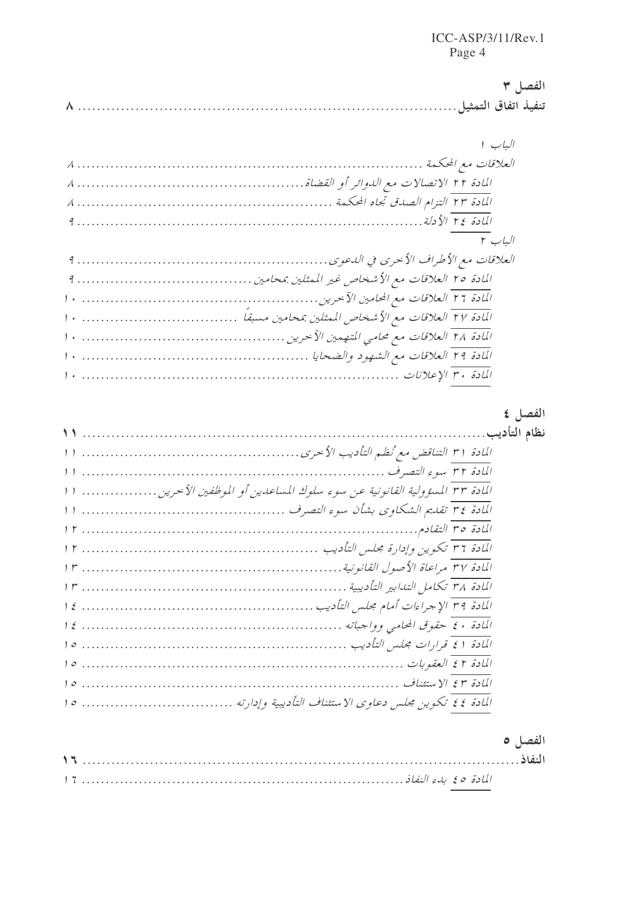**الفصل ٣**

**تنفيذ اتفاق التمثيل** ........................................................................ **٨**

*الباب ١*

*العلاقات مع المحكمة* ........................................................................ ٨

*المادة ٢٢ الاتصالات مع الدوائر أو القضاة* ........................................................................ ٨

*المادة ٢٣ التزام الصدق تجاه المحكمة* ........................................................................ ٨

*المادة ٢٤ الأدلة* ........................................................................ ٩

*الباب ٢*

*العلاقات مع الأطراف الأخرى في الدعوى* ........................................................................ ٩

*المادة ٢٥ العلاقات مع الأشخاص غير الممثلين بمحامين* ........................................................................ ٩

*المادة ٢٦ العلاقات مع المحامين الآخرين* ........................................................................ ١٠

*المادة ٢٧ العلاقات مع الأشخاص الممثلين بمحامين مسبقاً* ........................................................................ ١٠

*المادة ٢٨ العلاقات مع محامي المتهمين الآخرين* ........................................................................ ١٠

*المادة ٢٩ العلاقات مع الشهود والضحايا* ........................................................................ ١٠

*المادة ٣٠ الإعلانات* ........................................................................ ١٠

**الفصل ٤**

**نظام التأديب** ........................................................................ **١١**

*المادة ٣١ التناقض مع نُظم التأديب الأخرى* ........................................................................ ١١

*المادة ٣٢ سوء التصرف* ........................................................................ ١١

*المادة ٣٣ المسؤولية القانونية عن سوء سلوك المساعدين أو الموظفين الآخرين* ........................................................................ ١١

*المادة ٣٤ تقديم الشكاوى بشأن سوء التصرف* ........................................................................ ١١

*المادة ٣٥ التقادم* ........................................................................ ١٢

*المادة ٣٦ تكوين وإدارة مجلس التأديب* ........................................................................ ١٢

*المادة ٣٧ مراعاة الأصول القانونية* ........................................................................ ١٣

*المادة ٣٨ تكامل التدابير التأديبية* ........................................................................ ١٣

*المادة ٣٩ الإجراءات أمام مجلس التأديب* ........................................................................ ١٤

*المادة ٤٠ حقوق المحامي وواجباته* ........................................................................ ١٤

*المادة ٤١ قرارات مجلس التأديب* ........................................................................ ١٥

*المادة ٤٢ العقوبات* ........................................................................ ١٥

*المادة ٤٣ الاستئناف* ........................................................................ ١٥

*المادة ٤٤ تكوين مجلس دعاوى الاستئناف التأديبية وإدارته* ........................................................................ ١٥

**الفصل ٥**

**النفاذ** ........................................................................ **١٦**

*المادة ٤٥ بدء النفاذ* ........................................................................ ١٦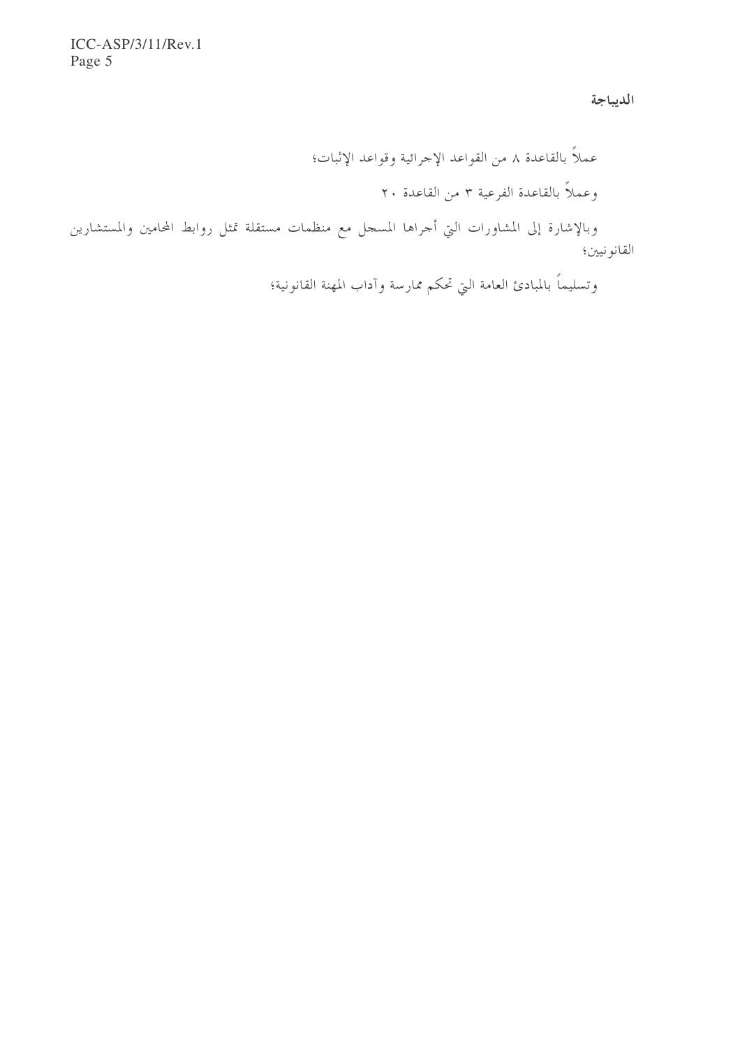## الديباجة

عملاً بالقاعدة ٨ من القواعد الإجرائية وقواعد الإثبات؛

وعملاً بالقاعدة الفرعية ٣ من القاعدة ٢٠

وبالإشارة إلى المشاورات التي أجراها المسجل مع منظمات مستقلة تمثل روابط المحامين والمستشارين القانونيين؛

وتسليماً بالمبادئ العامة التي تحكم ممارسة وآداب المهنة القانونية؛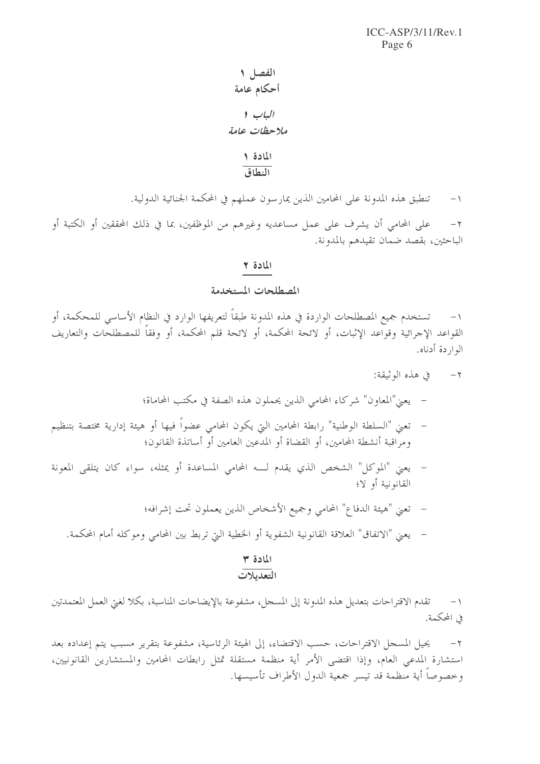# الفصل ١
# أحكام عامة

## *الباب ١*
## *ملاحظات عامة*

### المادة ١
### النطاق

١- تنطبق هذه المدونة على المحامين الذين يمارسون عملهم في المحكمة الجنائية الدولية.

٢- على المحامي أن يشرف على عمل مساعديه وغيرهم من الموظفين، بما في ذلك المحققين أو الكتبة أو الباحثين، بقصد ضمان تقيدهم بالمدونة.

### المادة ٢
### المصطلحات المستخدمة

١- تستخدم جميع المصطلحات الواردة في هذه المدونة طبقاً لتعريفها الوارد في النظام الأساسي للمحكمة، أو القواعد الإجرائية وقواعد الإثبات، أو لائحة المحكمة، أو لائحة قلم المحكمة، أو وفقاً للمصطلحات والتعاريف الواردة أدناه.

٢- في هذه الوثيقة:

- يعني "المعاون" شركاء المحامي الذين يحملون هذه الصفة في مكتب المحاماة؛
- تعني "السلطة الوطنية" رابطة المحامين التي يكون المحامي عضواً فيها أو هيئة إدارية مختصة بتنظيم ومراقبة أنشطة المحامين، أو القضاة أو المدعين العامين أو أساتذة القانون؛
- يعني "الموكل" الشخص الذي يقدم لـه المحامي المساعدة أو يمثله، سواء كان يتلقى المعونة القانونية أو لا؛
- تعني "هيئة الدفاع" المحامي وجميع الأشخاص الذين يعملون تحت إشرافه؛
- يعني "الاتفاق" العلاقة القانونية الشفوية أو الخطية التي تربط بين المحامي وموكله أمام المحكمة.

### المادة ٣
### التعديلات

١- تقدم الاقتراحات بتعديل هذه المدونة إلى المسجل، مشفوعة بالإيضاحات المناسبة، بكلا لغتي العمل المعتمدتين في المحكمة.

٢- يحيل المسجل الاقتراحات، حسب الاقتضاء، إلى الهيئة الرئاسية، مشفوعة بتقرير مسبب يتم إعداده بعد استشارة المدعي العام، وإذا اقتضى الأمر أية منظمة مستقلة تمثل رابطات المحامين والمستشارين القانونيين، وخصوصاً أية منظمة قد تيسر جمعية الدول الأطراف تأسيسها.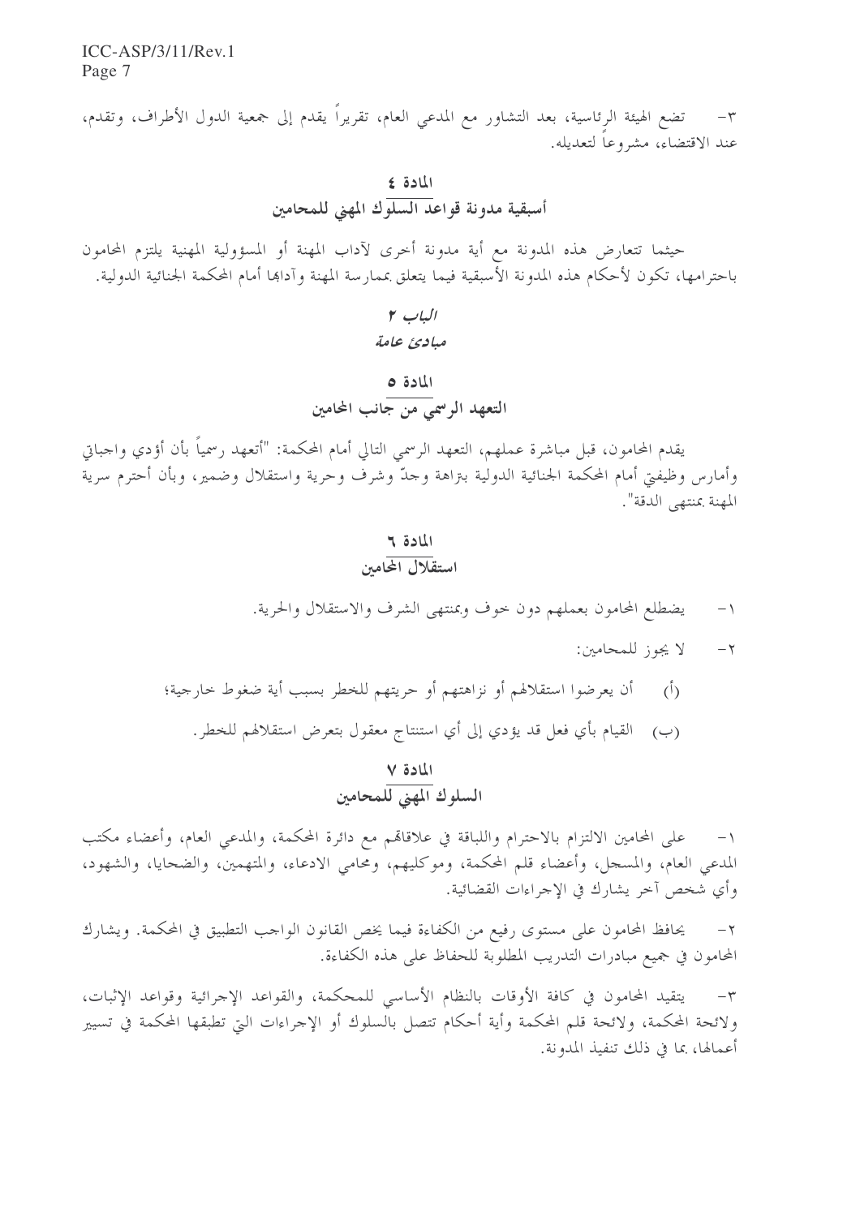٣- تضع الهيئة الرئاسية، بعد التشاور مع المدعي العام، تقريراً يقدم إلى جمعية الدول الأطراف، وتقدم، عند الاقتضاء، مشروعاً لتعديله.

## المادة ٤
## أسبقية مدونة قواعد السلوك المهني للمحامين

حيثما تتعارض هذه المدونة مع أية مدونة أخرى لآداب المهنة أو المسؤولية المهنية يلتزم المحامون باحترامها، تكون لأحكام هذه المدونة الأسبقية فيما يتعلق بممارسة المهنة وآدابها أمام المحكمة الجنائية الدولية.

# *الباب ٢*
# *مبادئ عامة*

## المادة ٥
## التعهد الرسمي من جانب المحامين

يقدم المحامون، قبل مباشرة عملهم، التعهد الرسمي التالي أمام المحكمة: "أتعهد رسمياً بأن أؤدي واجباتي وأمارس وظيفتي أمام المحكمة الجنائية الدولية بنزاهة وجدّ وشرف وحرية واستقلال وضمير، وبأن أحترم سرية المهنة بمنتهى الدقة".

## المادة ٦
## استقلال المحامين

١- يضطلع المحامون بعملهم دون خوف وبمنتهى الشرف والاستقلال والحرية.

٢- لا يجوز للمحامين:

(أ) أن يعرضوا استقلالهم أو نزاهتهم أو حريتهم للخطر بسبب أية ضغوط خارجية؛

(ب) القيام بأي فعل قد يؤدي إلى أي استنتاج معقول بتعرض استقلالهم للخطر.

## المادة ٧
## السلوك المهني للمحامين

١- على المحامين الالتزام بالاحترام واللباقة في علاقاتهم مع دائرة المحكمة، والمدعي العام، وأعضاء مكتب المدعي العام، والمسجل، وأعضاء قلم المحكمة، وموكليهم، ومحامي الادعاء، والمتهمين، والضحايا، والشهود، وأي شخص آخر يشارك في الإجراءات القضائية.

٢- يحافظ المحامون على مستوى رفيع من الكفاءة فيما يخص القانون الواجب التطبيق في المحكمة. ويشارك المحامون في جميع مبادرات التدريب المطلوبة للحفاظ على هذه الكفاءة.

٣- يتقيد المحامون في كافة الأوقات بالنظام الأساسي للمحكمة، والقواعد الإجرائية وقواعد الإثبات، ولائحة المحكمة، ولائحة قلم المحكمة وأية أحكام تتصل بالسلوك أو الإجراءات التي تطبقها المحكمة في تسيير أعمالها، بما في ذلك تنفيذ المدونة.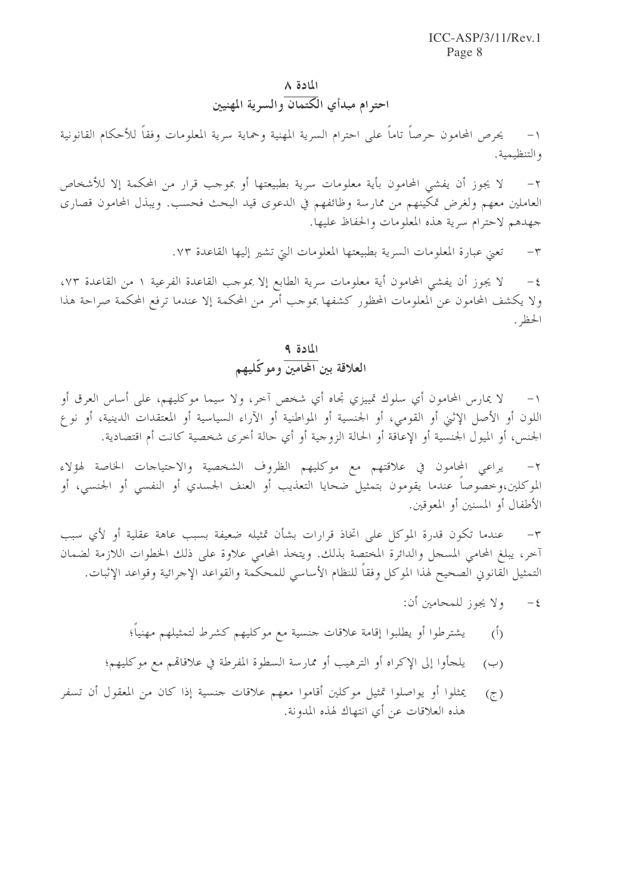## المادة ٨
## احترام مبدأي الكتمان والسرية المهنيين

١- يحرص المحامون حرصاً تاماً على احترام السرية المهنية وحماية سرية المعلومات وفقاً للأحكام القانونية والتنظيمية.

٢- لا يجوز أن يفشي المحامون بأية معلومات سرية بطبيعتها أو بموجب قرار من المحكمة إلا للأشخاص العاملين معهم ولغرض تمكينهم من ممارسة وظائفهم في الدعوى قيد البحث فحسب. ويبذل المحامون قصارى جهدهم لاحترام سرية هذه المعلومات والحفاظ عليها.

٣- تعني عبارة المعلومات السرية بطبيعتها المعلومات التي تشير إليها القاعدة ٧٣.

٤- لا يجوز أن يفشي المحامون أية معلومات سرية الطابع إلا بموجب القاعدة الفرعية ١ من القاعدة ٧٣، ولا يكشف المحامون عن المعلومات المحظور كشفها بموجب أمر من المحكمة إلا عندما ترفع المحكمة صراحة هذا الحظر.

## المادة ٩
## العلاقة بين المحامين وموكّليهم

١- لا يمارس المحامون أي سلوك تمييزي تجاه أي شخص آخر، ولا سيما موكليهم، على أساس العرق أو اللون أو الأصل الإثني أو القومي، أو الجنسية أو المواطنية أو الآراء السياسية أو المعتقدات الدينية، أو نوع الجنس، أو الميول الجنسية أو الإعاقة أو الحالة الزوجية أو أي حالة أخرى شخصية كانت أم اقتصادية.

٢- يراعي المحامون في علاقتهم مع موكليهم الظروف الشخصية والاحتياجات الخاصة لهؤلاء الموكلين،وخصوصاً عندما يقومون بتمثيل ضحايا التعذيب أو العنف الجسدي أو النفسي أو الجنسي، أو الأطفال أو المسنين أو المعوقين.

٣- عندما تكون قدرة الموكل على اتخاذ قرارات بشأن تمثيله ضعيفة بسبب عاهة عقلية أو لأي سبب آخر، يبلغ المحامي المسجل والدائرة المختصة بذلك. ويتخذ المحامي علاوة على ذلك الخطوات اللازمة لضمان التمثيل القانوني الصحيح لهذا الموكل وفقاً للنظام الأساسي للمحكمة والقواعد الإجرائية وقواعد الإثبات.

٤- ولا يجوز للمحامين أن:

(أ) يشترطوا أو يطلبوا إقامة علاقات جنسية مع موكليهم كشرط لتمثيلهم مهنياً؛

(ب) يلجأوا إلى الإكراه أو الترهيب أو ممارسة السطوة المفرطة في علاقاتهم مع موكليهم؛

(ج) يمثلوا أو يواصلوا تمثيل موكلين أقاموا معهم علاقات جنسية إذا كان من المعقول أن تسفر هذه العلاقات عن أي انتهاك لهذه المدونة.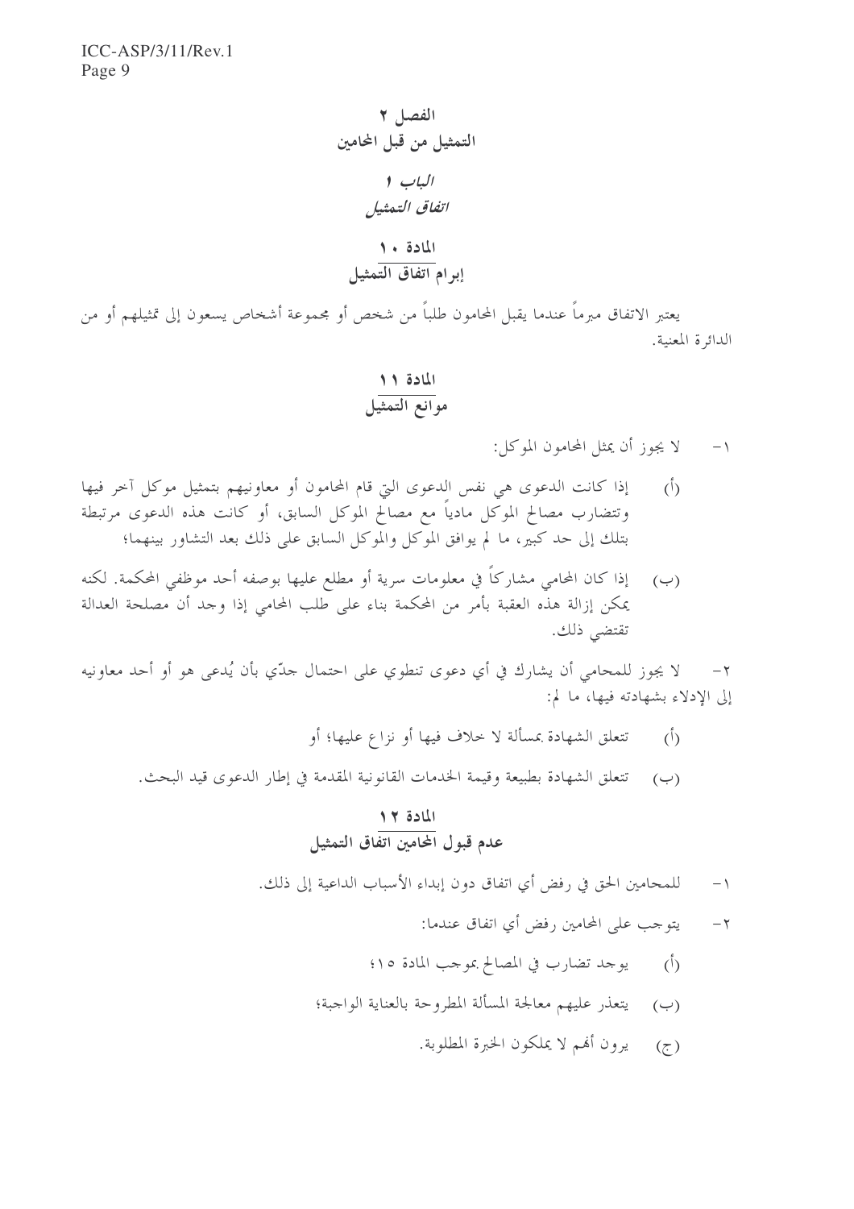# الفصل ٢
# التمثيل من قبل المحامين

## *الباب ١*
## *اتفاق التمثيل*

### المادة ١٠
### إبرام اتفاق التمثيل

يعتبر الاتفاق مبرماً عندما يقبل المحامون طلباً من شخص أو مجموعة أشخاص يسعون إلى تمثيلهم أو من الدائرة المعنية.

### المادة ١١
### موانع التمثيل

١- لا يجوز أن يمثل المحامون الموكل:

(أ) إذا كانت الدعوى هي نفس الدعوى التي قام المحامون أو معاونيهم بتمثيل موكل آخر فيها وتتضارب مصالح الموكل مادياً مع مصالح الموكل السابق، أو كانت هذه الدعوى مرتبطة بتلك إلى حد كبير، ما لم يوافق الموكل والموكل السابق على ذلك بعد التشاور بينهما؛

(ب) إذا كان المحامي مشاركاً في معلومات سرية أو مطلع عليها بوصفه أحد موظفي المحكمة. لكنه يمكن إزالة هذه العقبة بأمر من المحكمة بناء على طلب المحامي إذا وجد أن مصلحة العدالة تقتضي ذلك.

٢- لا يجوز للمحامي أن يشارك في أي دعوى تنطوي على احتمال جدّي بأن يُدعى هو أو أحد معاونيه إلى الإدلاء بشهادته فيها، ما لم:

(أ) تتعلق الشهادة بمسألة لا خلاف فيها أو نزاع عليها؛ أو

(ب) تتعلق الشهادة بطبيعة وقيمة الخدمات القانونية المقدمة في إطار الدعوى قيد البحث.

### المادة ١٢
### عدم قبول المحامين اتفاق التمثيل

١- للمحامين الحق في رفض أي اتفاق دون إبداء الأسباب الداعية إلى ذلك.

٢- يتوجب على المحامين رفض أي اتفاق عندما:

(أ) يوجد تضارب في المصالح بموجب المادة ١٥؛

(ب) يتعذر عليهم معالجة المسألة المطروحة بالعناية الواجبة؛

(ج) يرون أنهم لا يملكون الخبرة المطلوبة.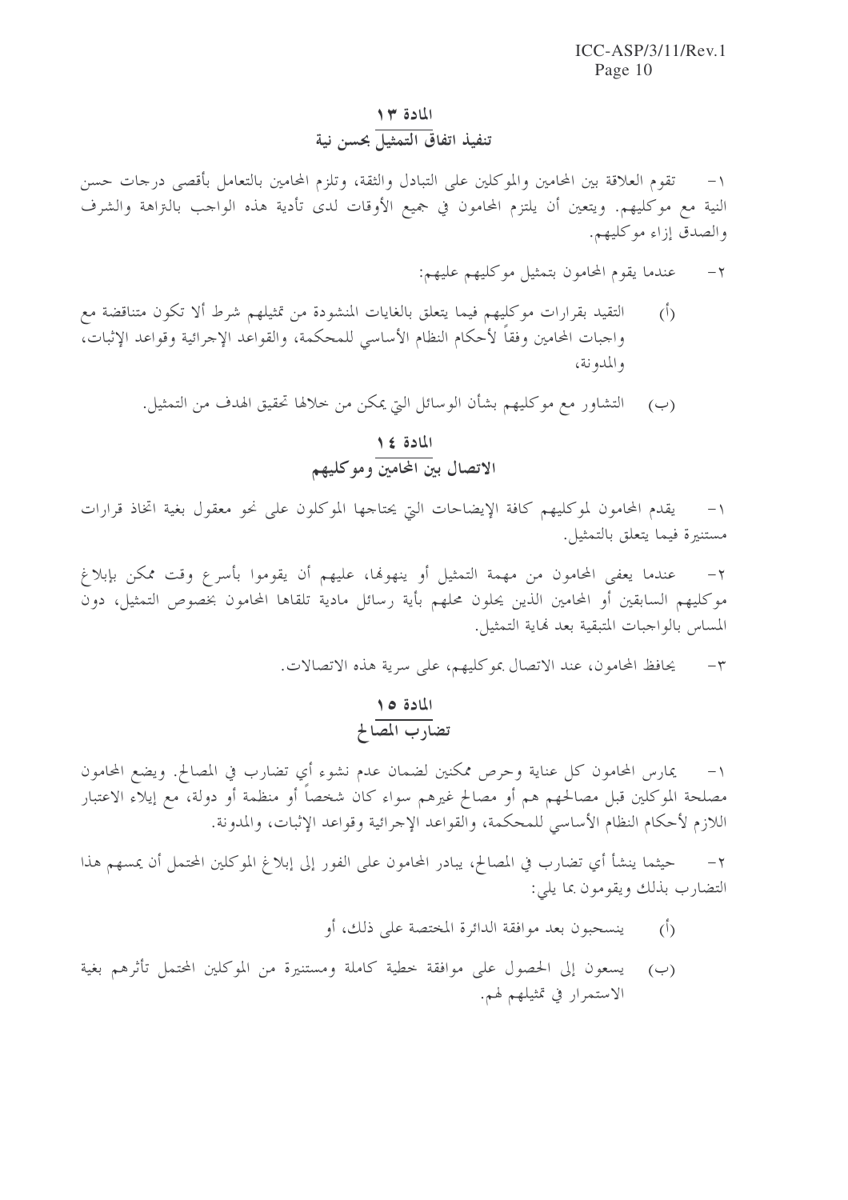## المادة ١٣
## تنفيذ اتفاق التمثيل بحسن نية

١- تقوم العلاقة بين المحامين والموكلين على التبادل والثقة، وتلزم المحامين بالتعامل بأقصى درجات حسن النية مع موكليهم. ويتعين أن يلتزم المحامون في جميع الأوقات لدى تأدية هذه الواجب بالنزاهة والشرف والصدق إزاء موكليهم.

٢- عندما يقوم المحامون بتمثيل موكليهم عليهم:

(أ) التقيد بقرارات موكليهم فيما يتعلق بالغايات المنشودة من تمثيلهم شرط ألا تكون متناقضة مع واجبات المحامين وفقاً لأحكام النظام الأساسي للمحكمة، والقواعد الإجرائية وقواعد الإثبات، والمدونة،

(ب) التشاور مع موكليهم بشأن الوسائل التي يمكن من خلالها تحقيق الهدف من التمثيل.

## المادة ١٤
## الاتصال بين المحامين وموكليهم

١- يقدم المحامون لموكليهم كافة الإيضاحات التي يحتاجها الموكلون على نحو معقول بغية اتخاذ قرارات مستنيرة فيما يتعلق بالتمثيل.

٢- عندما يعفى المحامون من مهمة التمثيل أو ينهونها، عليهم أن يقوموا بأسرع وقت ممكن بإبلاغ موكليهم السابقين أو المحامين الذين يحلون محلهم بأية رسائل مادية تلقاها المحامون بخصوص التمثيل، دون المساس بالواجبات المتبقية بعد نهاية التمثيل.

٣- يحافظ المحامون، عند الاتصال بموكليهم، على سرية هذه الاتصالات.

## المادة ١٥
## تضارب المصالح

١- يمارس المحامون كل عناية وحرص ممكنين لضمان عدم نشوء أي تضارب في المصالح. ويضع المحامون مصلحة الموكلين قبل مصالحهم هم أو مصالح غيرهم سواء كان شخصاً أو منظمة أو دولة، مع إيلاء الاعتبار اللازم لأحكام النظام الأساسي للمحكمة، والقواعد الإجرائية وقواعد الإثبات، والمدونة.

٢- حيثما ينشأ أي تضارب في المصالح، يبادر المحامون على الفور إلى إبلاغ الموكلين المحتمل أن يمسهم هذا التضارب بذلك ويقومون بما يلي:

(أ) ينسحبون بعد موافقة الدائرة المختصة على ذلك، أو

(ب) يسعون إلى الحصول على موافقة خطية كاملة ومستنيرة من الموكلين المحتمل تأثرهم بغية الاستمرار في تمثيلهم لهم.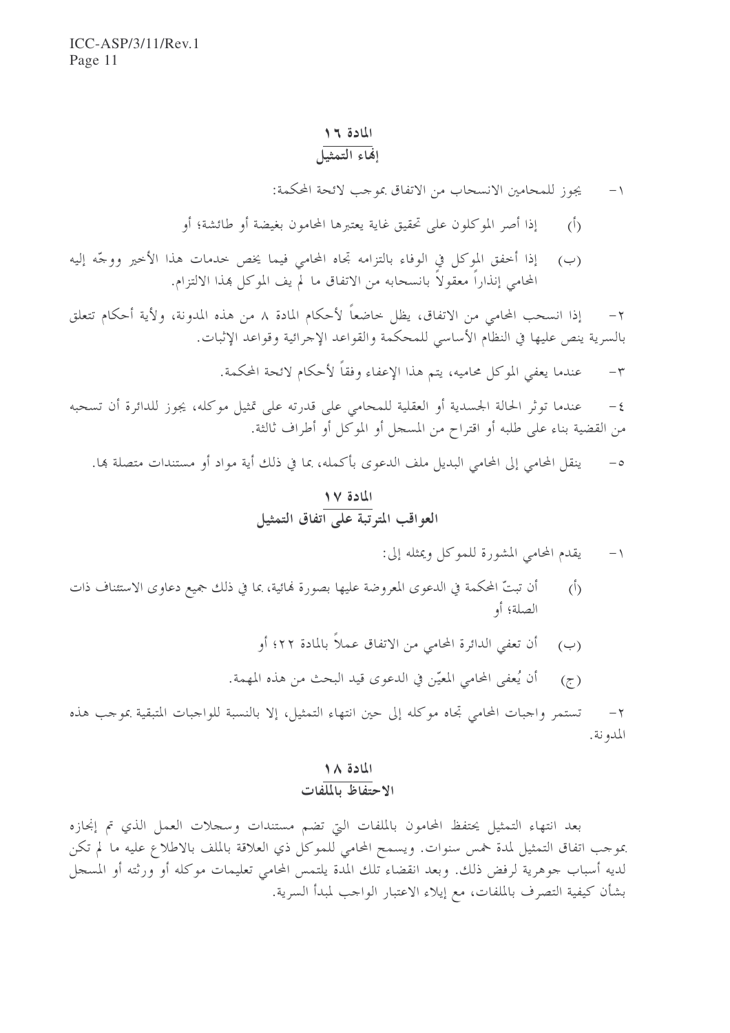## المادة ١٦
## إنهاء التمثيل

١- يجوز للمحامين الانسحاب من الاتفاق بموجب لائحة المحكمة:

(أ) إذا أصر الموكلون على تحقيق غاية يعتبرها المحامون بغيضة أو طائشة؛ أو

(ب) إذا أخفق الموكل في الوفاء بالتزامه تجاه المحامي فيما يخص خدمات هذا الأخير ووجّه إليه المحامي إنذاراً معقولاً بانسحابه من الاتفاق ما لم يف الموكل بهذا الالتزام.

٢- إذا انسحب المحامي من الاتفاق، يظل خاضعاً لأحكام المادة ٨ من هذه المدونة، ولأية أحكام تتعلق بالسرية ينص عليها في النظام الأساسي للمحكمة والقواعد الإجرائية وقواعد الإثبات.

٣- عندما يعفي الموكل محاميه، يتم هذا الإعفاء وفقاً لأحكام لائحة المحكمة.

٤- عندما توثر الحالة الجسدية أو العقلية للمحامي على قدرته على تمثيل موكله، يجوز للدائرة أن تسحبه من القضية بناء على طلبه أو اقتراح من المسجل أو الموكل أو أطراف ثالثة.

٥- ينقل المحامي إلى المحامي البديل ملف الدعوى بأكمله، بما في ذلك أية مواد أو مستندات متصلة بها.

## المادة ١٧
## العواقب المترتبة على اتفاق التمثيل

١- يقدم المحامي المشورة للموكل ويمثله إلى:

(أ) أن تبتّ المحكمة في الدعوى المعروضة عليها بصورة نهائية، بما في ذلك جميع دعاوى الاستئناف ذات الصلة؛ أو

(ب) أن تعفي الدائرة المحامي من الاتفاق عملاً بالمادة ٢٢؛ أو

(ج) أن يُعفى المحامي المعيّن في الدعوى قيد البحث من هذه المهمة.

٢- تستمر واجبات المحامي تجاه موكله إلى حين انتهاء التمثيل، إلا بالنسبة للواجبات المتبقية بموجب هذه المدونة.

## المادة ١٨
## الاحتفاظ بالملفات

بعد انتهاء التمثيل يحتفظ المحامون بالملفات التي تضم مستندات وسجلات العمل الذي تم إنجازه بموجب اتفاق التمثيل لمدة خمس سنوات. ويسمح المحامي للموكل ذي العلاقة بالاطلاع على الملف ما لم تكن لديه أسباب جوهرية لرفض ذلك. وبعد انقضاء تلك المدة يلتمس المحامي تعليمات موكله أو ورثته أو المسجل بشأن كيفية التصرف بالملفات، مع إيلاء الاعتبار الواجب لمبدأ السرية.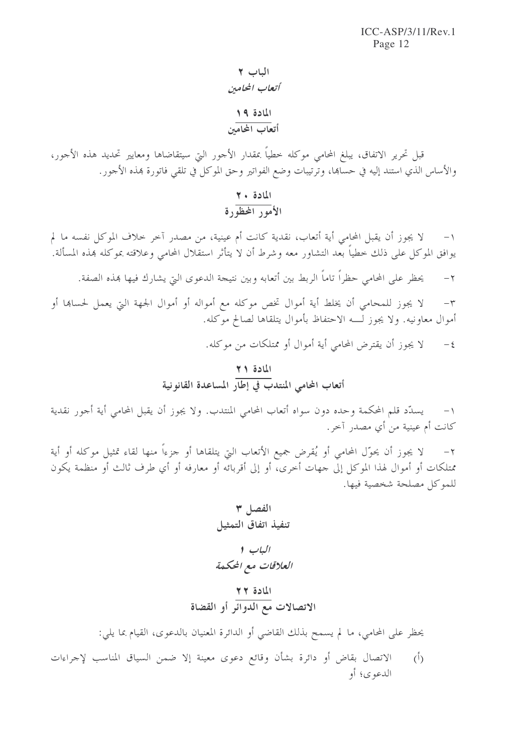## الباب ٢

### *أتعاب المحامين*

### المادة ١٩

### أتعاب المحامين

قبل تحرير الاتفاق، يبلغ المحامي موكله خطياً بمقدار الأجور التي سيتقاضاها ومعايير تحديد هذه الأجور، والأساس الذي استند إليه في حسابها، وترتيبات وضع الفواتير وحق الموكل في تلقي فاتورة بهذه الأجور.

### المادة ٢٠

### الأمور المحظورة

١- لا يجوز أن يقبل المحامي أية أتعاب، نقدية كانت أم عينية، من مصدر آخر خلاف الموكل نفسه ما لم يوافق الموكل على ذلك خطياً بعد التشاور معه وشرط أن لا يتأثر استقلال المحامي وعلاقته بموكله بهذه المسألة.

٢- يحظر على المحامي حظراً تاماً الربط بين أتعابه وبين نتيجة الدعوى التي يشارك فيها بهذه الصفة.

٣- لا يجوز للمحامي أن يخلط أية أموال تخص موكله مع أمواله أو أموال الجهة التي يعمل لحسابها أو أموال معاونيه. ولا يجوز لـــه الاحتفاظ بأموال يتلقاها لصالح موكله.

٤- لا يجوز أن يقترض المحامي أية أموال أو ممتلكات من موكله.

### المادة ٢١

### أتعاب المحامي المنتدب في إطار المساعدة القانونية

١- يسدّد قلم المحكمة وحده دون سواه أتعاب المحامي المنتدب. ولا يجوز أن يقبل المحامي أية أجور نقدية كانت أم عينية من أي مصدر آخر.

٢- لا يجوز أن يحوّل المحامي أو يُقرض جميع الأتعاب التي يتلقاها أو جزءاً منها لقاء تمثيل موكله أو أية ممتلكات أو أموال لهذا الموكل إلى جهات أخرى، أو إلى أقربائه أو معارفه أو أي طرف ثالث أو منظمة يكون للموكل مصلحة شخصية فيها.

## الفصل ٣

## تنفيذ اتفاق التمثيل

### *الباب ١*

### *العلاقات مع المحكمة*

### المادة ٢٢

### الاتصالات مع الدوائر أو القضاة

يحظر على المحامي، ما لم يسمح بذلك القاضي أو الدائرة المعنيان بالدعوى، القيام بما يلي:

(أ) الاتصال بقاض أو دائرة بشأن وقائع دعوى معينة إلا ضمن السياق المناسب لإجراءات الدعوى؛ أو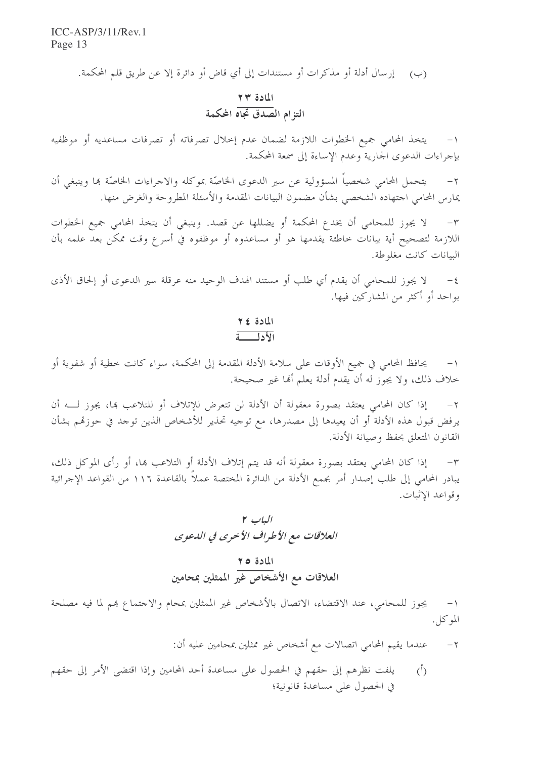(ب) إرسال أدلة أو مذكرات أو مستندات إلى أي قاض أو دائرة إلا عن طريق قلم المحكمة.

## المادة ٢٣
## التزام الصدق تجاه المحكمة

١- يتخذ المحامي جميع الخطوات اللازمة لضمان عدم إخلال تصرفاته أو تصرفات مساعديه أو موظفيه بإجراءات الدعوى الجارية وعدم الإساءة إلى سمعة المحكمة.

٢- يتحمل المحامي شخصياً المسؤولية عن سير الدعوى الخاصّة بموكله والاجراءات الخاصّة بها وينبغي أن يمارس المحامي اجتهاده الشخصي بشأن مضمون البيانات المقدمة والأسئلة المطروحة والغرض منها.

٣- لا يجوز للمحامي أن يخدع المحكمة أو يضللها عن قصد. وينبغي أن يتخذ المحامي جميع الخطوات اللازمة لتصحيح أية بيانات خاطئة يقدمها هو أو مساعدوه أو موظفوه في أسرع وقت ممكن بعد علمه بأن البيانات كانت مغلوطة.

٤- لا يجوز للمحامي أن يقدم أي طلب أو مستند الهدف الوحيد منه عرقلة سير الدعوى أو إلحاق الأذى بواحد أو أكثر من المشاركين فيها.

## المادة ٢٤
## الأدلـــــة

١- يحافظ المحامي في جميع الأوقات على سلامة الأدلة المقدمة إلى المحكمة، سواء كانت خطية أو شفوية أو خلاف ذلك، ولا يجوز له أن يقدم أدلة يعلم أنها غير صحيحة.

٢- إذا كان المحامي يعتقد بصورة معقولة أن الأدلة لن تتعرض للإتلاف أو للتلاعب بها، يجوز لـــه أن يرفض قبول هذه الأدلة أو أن يعيدها إلى مصدرها، مع توجيه تحذير للأشخاص الذين توجد في حوزتهم بشأن القانون المتعلق بحفظ وصيانة الأدلة.

٣- إذا كان المحامي يعتقد بصورة معقولة أنه قد يتم إتلاف الأدلة أو التلاعب بها، أو رأى الموكل ذلك، يبادر المحامي إلى طلب إصدار أمر بجمع الأدلة من الدائرة المختصة عملاً بالقاعدة ١١٦ من القواعد الإجرائية وقواعد الإثبات.

## *الباب ٢*
## *العلاقات مع الأطراف الأخرى في الدعوى*

## المادة ٢٥
## العلاقات مع الأشخاص غير الممثلين بمحامين

١- يجوز للمحامي، عند الاقتضاء، الاتصال بالأشخاص غير الممثلين بمحام والاجتماع بهم لما فيه مصلحة الموكل.

٢- عندما يقيم المحامي اتصالات مع أشخاص غير ممثلين بمحامين عليه أن:

(أ) يلفت نظرهم إلى حقهم في الحصول على مساعدة أحد المحامين وإذا اقتضى الأمر إلى حقهم في الحصول على مساعدة قانونية؛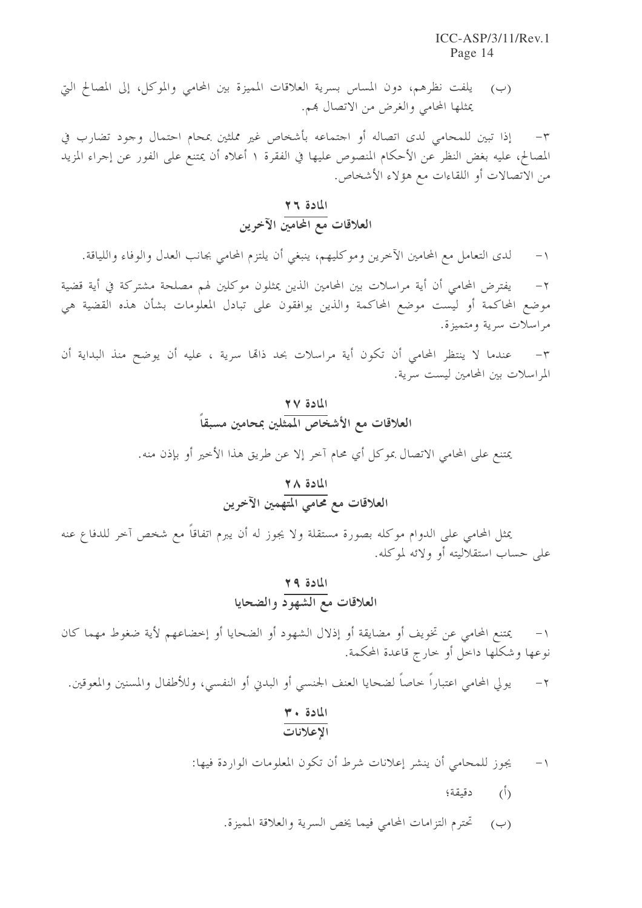(ب) يلفت نظرهم، دون المساس بسرية العلاقات المميزة بين المحامي والموكل، إلى المصالح التي يمثلها المحامي والغرض من الاتصال بهم.

٣- إذا تبين للمحامي لدى اتصاله أو اجتماعه بأشخاص غير ممثلين بمحام احتمال وجود تضارب في المصالح، عليه بغض النظر عن الأحكام المنصوص عليها في الفقرة ١ أعلاه أن يمتنع على الفور عن إجراء المزيد من الاتصالات أو اللقاءات مع هؤلاء الأشخاص.

## المادة ٢٦
## العلاقات مع المحامين الآخرين

١- لدى التعامل مع المحامين الآخرين وموكليهم، ينبغي أن يلتزم المحامي بجانب العدل والوفاء واللياقة.

٢- يفترض المحامي أن أية مراسلات بين المحامين الذين يمثلون موكلين لهم مصلحة مشتركة في أية قضية موضع المحاكمة أو ليست موضع المحاكمة والذين يوافقون على تبادل المعلومات بشأن هذه القضية هي مراسلات سرية ومتميزة.

٣- عندما لا ينتظر المحامي أن تكون أية مراسلات بحد ذاتها سرية ، عليه أن يوضح منذ البداية أن المراسلات بين المحامين ليست سرية.

## المادة ٢٧
## العلاقات مع الأشخاص الممثلين بمحامين مسبقاً

يمتنع على المحامي الاتصال بموكل أي محام آخر إلا عن طريق هذا الأخير أو بإذن منه.

## المادة ٢٨
## العلاقات مع محامي المتهمين الآخرين

يمثل المحامي على الدوام موكله بصورة مستقلة ولا يجوز له أن يبرم اتفاقاً مع شخص آخر للدفاع عنه على حساب استقلاليته أو ولائه لموكله.

## المادة ٢٩
## العلاقات مع الشهود والضحايا

١- يمتنع المحامي عن تخويف أو مضايقة أو إذلال الشهود أو الضحايا أو إخضاعهم لأية ضغوط مهما كان نوعها وشكلها داخل أو خارج قاعدة المحكمة.

٢- يولي المحامي اعتباراً خاصاً لضحايا العنف الجنسي أو البدني أو النفسي، وللأطفال والمسنين والمعوقين.

## المادة ٣٠
## الإعلانات

١- يجوز للمحامي أن ينشر إعلانات شرط أن تكون المعلومات الواردة فيها:

(أ) دقيقة؛

(ب) تحترم التزامات المحامي فيما يخص السرية والعلاقة المميزة.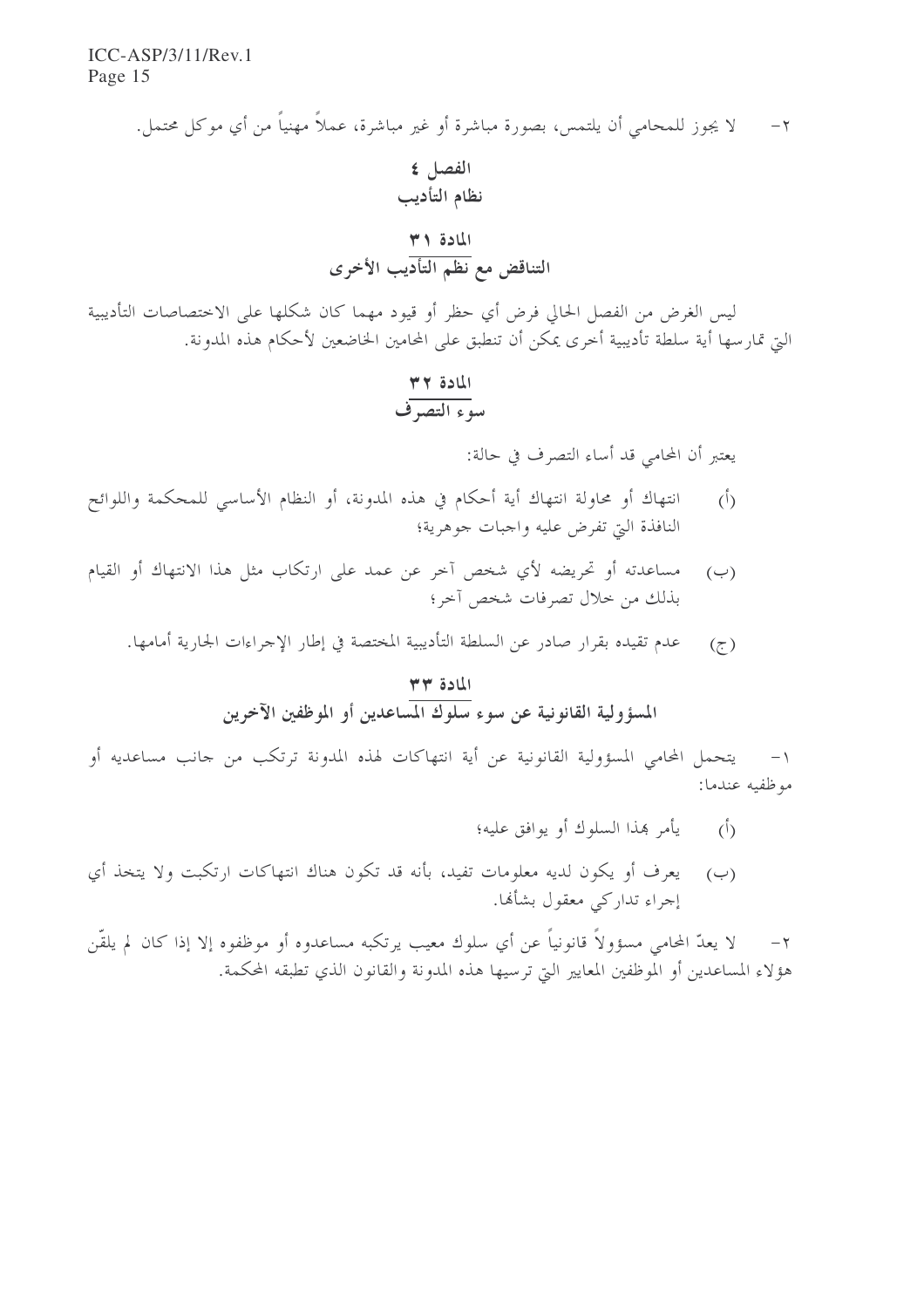٢- لا يجوز للمحامي أن يلتمس، بصورة مباشرة أو غير مباشرة، عملاً مهنياً من أي موكل محتمل.

# الفصل ٤
# نظام التأديب

## المادة ٣١
## التناقض مع نظم التأديب الأخرى

ليس الغرض من الفصل الحالي فرض أي حظر أو قيود مهما كان شكلها على الاختصاصات التأديبية التي تمارسها أية سلطة تأديبية أخرى يمكن أن تنطبق على المحامين الخاضعين لأحكام هذه المدونة.

## المادة ٣٢
## سوء التصرف

يعتبر أن المحامي قد أساء التصرف في حالة:

(أ) انتهاك أو محاولة انتهاك أية أحكام في هذه المدونة، أو النظام الأساسي للمحكمة واللوائح النافذة التي تفرض عليه واجبات جوهرية؛

(ب) مساعدته أو تحريضه لأي شخص آخر عن عمد على ارتكاب مثل هذا الانتهاك أو القيام بذلك من خلال تصرفات شخص آخر؛

(ج) عدم تقيده بقرار صادر عن السلطة التأديبية المختصة في إطار الإجراءات الجارية أمامها.

## المادة ٣٣
## المسؤولية القانونية عن سوء سلوك المساعدين أو الموظفين الآخرين

١- يتحمل المحامي المسؤولية القانونية عن أية انتهاكات لهذه المدونة ترتكب من جانب مساعديه أو موظفيه عندما:

(أ) يأمر بهذا السلوك أو يوافق عليه؛

(ب) يعرف أو يكون لديه معلومات تفيد، بأنه قد تكون هناك انتهاكات ارتكبت ولا يتخذ أي إجراء تداركي معقول بشأنها.

٢- لا يعدّ المحامي مسؤولاً قانونياً عن أي سلوك معيب يرتكبه مساعدوه أو موظفوه إلا إذا كان لم يلقّن هؤلاء المساعدين أو الموظفين المعايير التي ترسيها هذه المدونة والقانون الذي تطبقه المحكمة.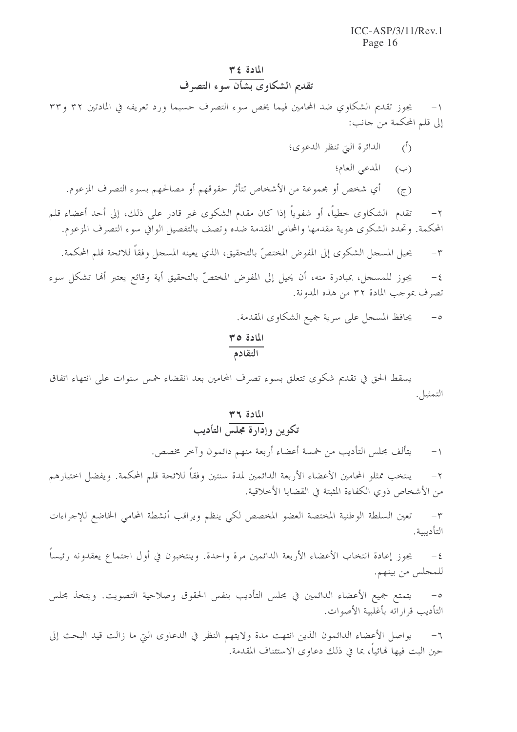## المادة ٣٤
## تقديم الشكاوى بشأن سوء التصرف

١- يجوز تقديم الشكاوي ضد المحامين فيما يخص سوء التصرف حسبما ورد تعريفه في المادتين ٣٢ و٣٣ إلى قلم المحكمة من جانب:

(أ) الدائرة التي تنظر الدعوى؛

(ب) المدعي العام؛

(ج) أي شخص أو مجموعة من الأشخاص تتأثر حقوقهم أو مصالحهم بسوء التصرف المزعوم.

٢- تقدم الشكاوى خطياً، أو شفوياً إذا كان مقدم الشكوى غير قادر على ذلك، إلى أحد أعضاء قلم المحكمة. وتحدد الشكوى هوية مقدمها والمحامي المقدمة ضده وتصف بالتفصيل الوافي سوء التصرف المزعوم.

٣- يحيل المسجل الشكوى إلى المفوض المختصّ بالتحقيق، الذي يعينه المسجل وفقاً للائحة قلم المحكمة.

٤- يجوز للمسجل، بمبادرة منه، أن يحيل إلى المفوض المختصّ بالتحقيق أية وقائع يعتبر أنها تشكل سوء تصرف بموجب المادة ٣٢ من هذه المدونة.

٥- يحافظ المسجل على سرية جميع الشكاوى المقدمة.

## المادة ٣٥
## التقادم

يسقط الحق في تقديم شكوى تتعلق بسوء تصرف المحامين بعد انقضاء خمس سنوات على انتهاء اتفاق التمثيل.

## المادة ٣٦
## تكوين وإدارة مجلس التأديب

١- يتألف مجلس التأديب من خمسة أعضاء أربعة منهم دائمون وآخر مخصص.

٢- ينتخب ممثلو المحامين الأعضاء الأربعة الدائمين لمدة سنتين وفقاً للائحة قلم المحكمة. ويفضل اختيارهم من الأشخاص ذوي الكفاءة المثبتة في القضايا الأخلاقية.

٣- تعين السلطة الوطنية المختصة العضو المخصص لكي ينظم ويراقب أنشطة المحامي الخاضع للإجراءات التأديبية.

٤- يجوز إعادة انتخاب الأعضاء الأربعة الدائمين مرة واحدة. وينتخبون في أول اجتماع يعقدونه رئيساً للمجلس من بينهم.

٥- يتمتع جميع الأعضاء الدائمين في مجلس التأديب بنفس الحقوق وصلاحية التصويت. ويتخذ مجلس التأديب قراراته بأغلبية الأصوات.

٦- يواصل الأعضاء الدائمون الذين انتهت مدة ولايتهم النظر في الدعاوى التي ما زالت قيد البحث إلى حين البت فيها نهائياً، بما في ذلك دعاوى الاستئناف المقدمة.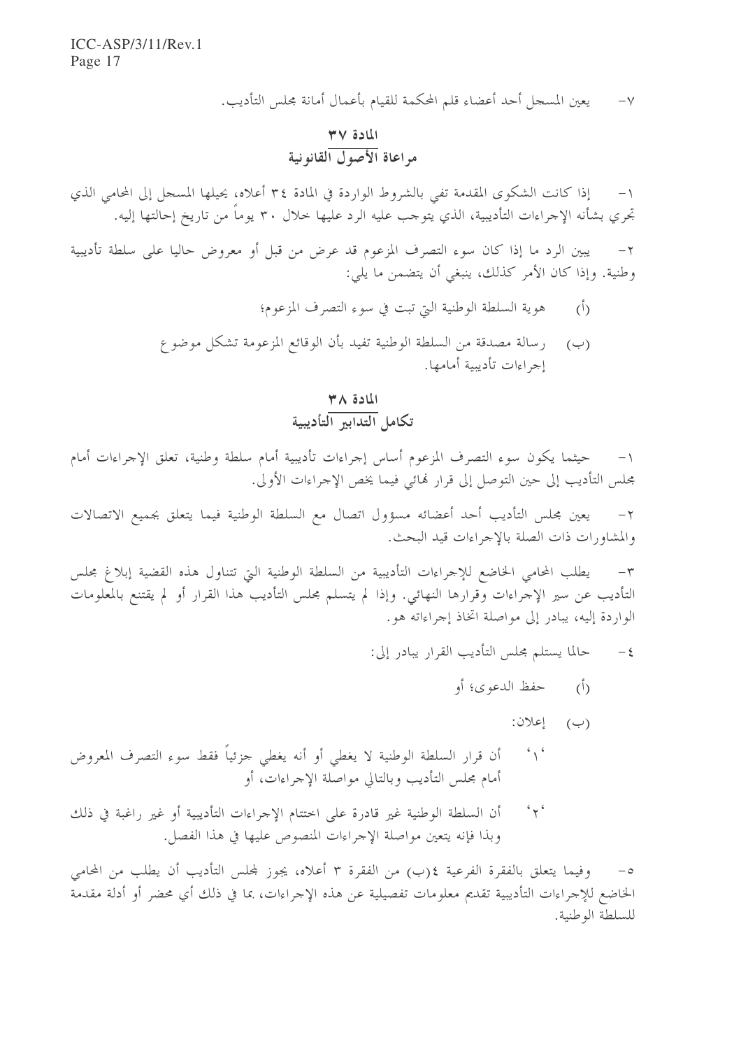٧- يعين المسجل أحد أعضاء قلم المحكمة للقيام بأعمال أمانة مجلس التأديب.

## المادة ٣٧
## مراعاة الأصول القانونية

١- إذا كانت الشكوى المقدمة تفي بالشروط الواردة في المادة ٣٤ أعلاه، يحيلها المسجل إلى المحامي الذي تجري بشأنه الإجراءات التأديبية، الذي يتوجب عليه الرد عليها خلال ٣٠ يوماً من تاريخ إحالتها إليه.

٢- يبين الرد ما إذا كان سوء التصرف المزعوم قد عرض من قبل أو معروض حاليا على سلطة تأديبية وطنية. وإذا كان الأمر كذلك، ينبغي أن يتضمن ما يلي:

(أ) هوية السلطة الوطنية التي تبت في سوء التصرف المزعوم؛

(ب) رسالة مصدقة من السلطة الوطنية تفيد بأن الوقائع المزعومة تشكل موضوع إجراءات تأديبية أمامها.

## المادة ٣٨
## تكامل التدابير التأديبية

١- حيثما يكون سوء التصرف المزعوم أساس إجراءات تأديبية أمام سلطة وطنية، تعلق الإجراءات أمام مجلس التأديب إلى حين التوصل إلى قرار نهائي فيما يخص الإجراءات الأولى.

٢- يعين مجلس التأديب أحد أعضائه مسؤول اتصال مع السلطة الوطنية فيما يتعلق بجميع الاتصالات والمشاورات ذات الصلة بالإجراءات قيد البحث.

٣- يطلب المحامي الخاضع للإجراءات التأديبية من السلطة الوطنية التي تتناول هذه القضية إبلاغ مجلس التأديب عن سير الإجراءات وقرارها النهائي. وإذا لم يتسلم مجلس التأديب هذا القرار أو لم يقتنع بالمعلومات الواردة إليه، يبادر إلى مواصلة اتخاذ إجراءاته هو.

٤- حالما يستلم مجلس التأديب القرار يبادر إلى:

(أ) حفظ الدعوى؛ أو

(ب) إعلان:

'١' أن قرار السلطة الوطنية لا يغطي أو أنه يغطي جزئياً فقط سوء التصرف المعروض أمام مجلس التأديب وبالتالي مواصلة الإجراءات، أو

'٢' أن السلطة الوطنية غير قادرة على اختتام الإجراءات التأديبية أو غير راغبة في ذلك وبذا فإنه يتعين مواصلة الإجراءات المنصوص عليها في هذا الفصل.

٥- وفيما يتعلق بالفقرة الفرعية ٤(ب) من الفقرة ٣ أعلاه، يجوز لمجلس التأديب أن يطلب من المحامي الخاضع للإجراءات التأديبية تقديم معلومات تفصيلية عن هذه الإجراءات، بما في ذلك أي محضر أو أدلة مقدمة للسلطة الوطنية.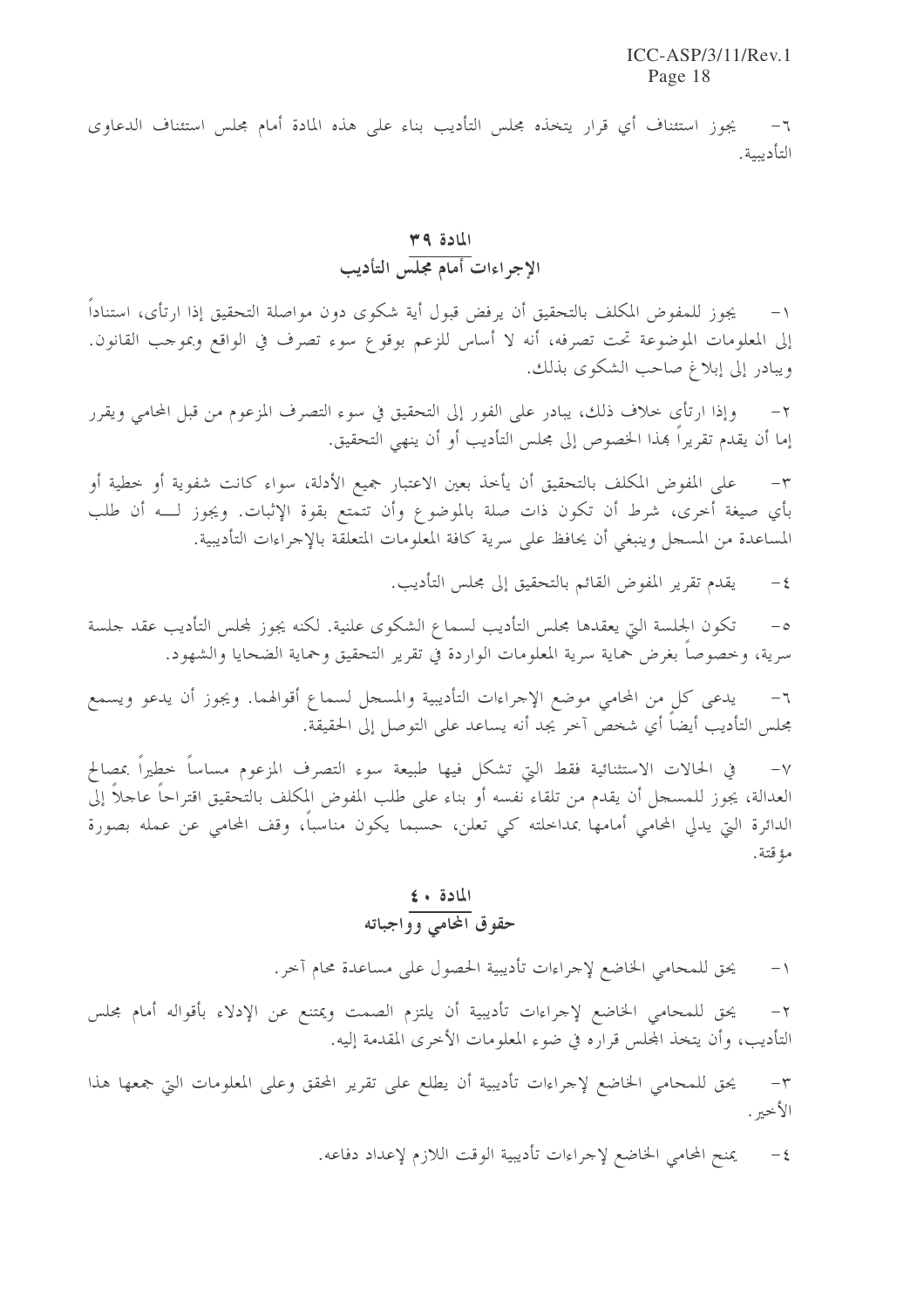٦- يجوز استئناف أي قرار يتخذه مجلس التأديب بناء على هذه المادة أمام مجلس استئناف الدعاوى التأديبية.

## المادة ٣٩
## الإجراءات أمام مجلس التأديب

١- يجوز للمفوض المكلف بالتحقيق أن يرفض قبول أية شكوى دون مواصلة التحقيق إذا ارتأى، استناداً إلى المعلومات الموضوعة تحت تصرفه، أنه لا أساس للزعم بوقوع سوء تصرف في الواقع وبموجب القانون. ويبادر إلى إبلاغ صاحب الشكوى بذلك.

٢- وإذا ارتأى خلاف ذلك، يبادر على الفور إلى التحقيق في سوء التصرف المزعوم من قبل المحامي ويقرر إما أن يقدم تقريراً بهذا الخصوص إلى مجلس التأديب أو أن ينهي التحقيق.

٣- على المفوض المكلف بالتحقيق أن يأخذ بعين الاعتبار جميع الأدلة، سواء كانت شفوية أو خطية أو بأي صيغة أخرى، شرط أن تكون ذات صلة بالموضوع وأن تتمتع بقوة الإثبات. ويجوز لـه أن طلب المساعدة من المسجل وينبغي أن يحافظ على سرية كافة المعلومات المتعلقة بالإجراءات التأديبية.

٤- يقدم تقرير المفوض القائم بالتحقيق إلى مجلس التأديب.

٥- تكون الجلسة التي يعقدها مجلس التأديب لسماع الشكوى علنية. لكنه يجوز لمجلس التأديب عقد جلسة سرية، وخصوصاً بغرض حماية سرية المعلومات الواردة في تقرير التحقيق وحماية الضحايا والشهود.

٦- يدعى كل من المحامي موضع الإجراءات التأديبية والمسجل لسماع أقوالهما. ويجوز أن يدعو ويسمع مجلس التأديب أيضاً أي شخص آخر يجد أنه يساعد على التوصل إلى الحقيقة.

٧- في الحالات الاستثنائية فقط التي تشكل فيها طبيعة سوء التصرف المزعوم مساساً خطيراً بمصالح العدالة، يجوز للمسجل أن يقدم من تلقاء نفسه أو بناء على طلب المفوض المكلف بالتحقيق اقتراحاً عاجلاً إلى الدائرة التي يدلي المحامي أمامها بمداخلته كي تعلن، حسبما يكون مناسباً، وقف المحامي عن عمله بصورة مؤقتة.

## المادة ٤٠
## حقوق المحامي وواجباته

١- يحق للمحامي الخاضع لإجراءات تأديبية الحصول على مساعدة محام آخر.

٢- يحق للمحامي الخاضع لإجراءات تأديبية أن يلتزم الصمت ويمتنع عن الإدلاء بأقواله أمام مجلس التأديب، وأن يتخذ المجلس قراره في ضوء المعلومات الأخرى المقدمة إليه.

٣- يحق للمحامي الخاضع لإجراءات تأديبية أن يطلع على تقرير المحقق وعلى المعلومات التي جمعها هذا الأخير.

٤- يمنح المحامي الخاضع لإجراءات تأديبية الوقت اللازم لإعداد دفاعه.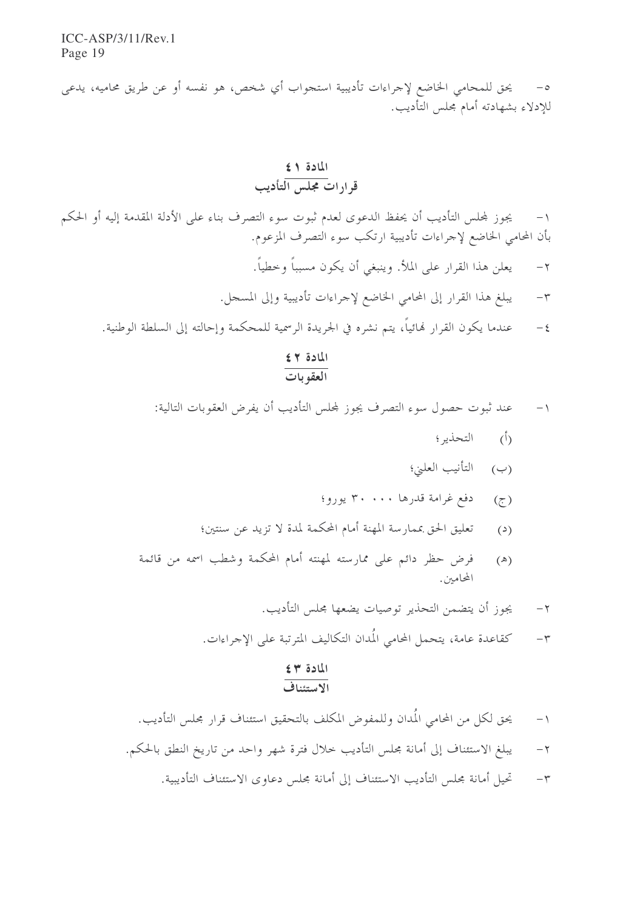٥- يحق للمحامي الخاضع لإجراءات تأديبية استجواب أي شخص، هو نفسه أو عن طريق محاميه، يدعى للإدلاء بشهادته أمام مجلس التأديب.

## المادة ٤١
## قرارات مجلس التأديب

١- يجوز لمجلس التأديب أن يحفظ الدعوى لعدم ثبوت سوء التصرف بناء على الأدلة المقدمة إليه أو الحكم بأن المحامي الخاضع لإجراءات تأديبية ارتكب سوء التصرف المزعوم.

٢- يعلن هذا القرار على الملأ. وينبغي أن يكون مسبباً وخطياً.

٣- يبلغ هذا القرار إلى المحامي الخاضع لإجراءات تأديبية وإلى المسجل.

٤- عندما يكون القرار نهائياً، يتم نشره في الجريدة الرسمية للمحكمة وإحالته إلى السلطة الوطنية.

## المادة ٤٢
## العقوبات

١- عند ثبوت حصول سوء التصرف يجوز لمجلس التأديب أن يفرض العقوبات التالية:

(أ) التحذير؛

(ب) التأنيب العلني؛

(ج) دفع غرامة قدرها ٣٠ ٠٠٠ يورو؛

(د) تعليق الحق بممارسة المهنة أمام المحكمة لمدة لا تزيد عن سنتين؛

(هـ) فرض حظر دائم على ممارسته لمهنته أمام المحكمة وشطب اسمه من قائمة المحامين.

٢- يجوز أن يتضمن التحذير توصيات يضعها مجلس التأديب.

٣- كقاعدة عامة، يتحمل المحامي المُدان التكاليف المترتبة على الإجراءات.

## المادة ٤٣
## الاستئناف

١- يحق لكل من المحامي المُدان وللمفوض المكلف بالتحقيق استئناف قرار مجلس التأديب.

٢- يبلغ الاستئناف إلى أمانة مجلس التأديب خلال فترة شهر واحد من تاريخ النطق بالحكم.

٣- تحيل أمانة مجلس التأديب الاستئناف إلى أمانة مجلس دعاوى الاستئناف التأديبية.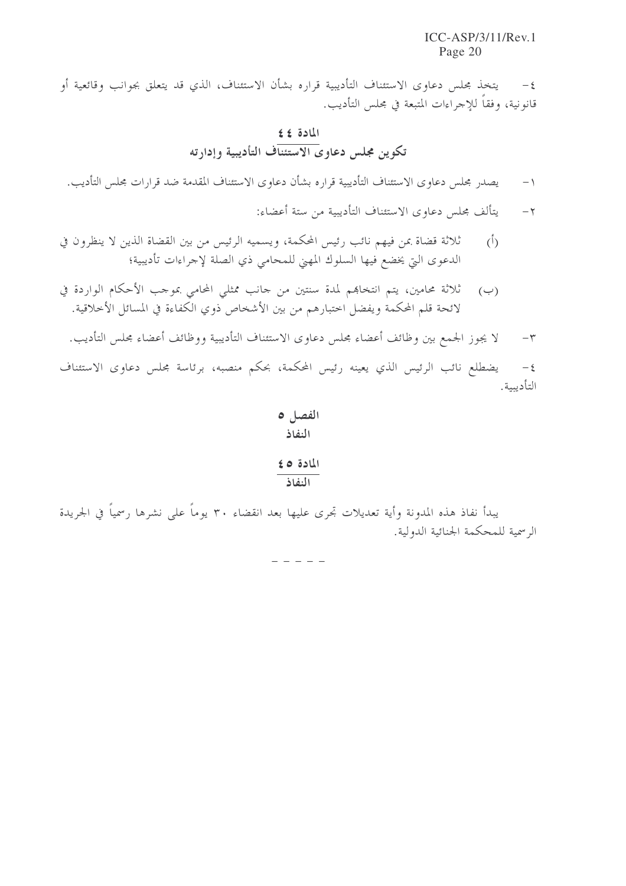٤- يتخذ مجلس دعاوى الاستئناف التأديبية قراره بشأن الاستئناف، الذي قد يتعلق بجوانب وقائعية أو قانونية، وفقاً للإجراءات المتبعة في مجلس التأديب.

## المادة ٤٤
## تكوين مجلس دعاوى الاستئناف التأديبية وإدارته

١- يصدر مجلس دعاوى الاستئناف التأديبية قراره بشأن دعاوى الاستئناف المقدمة ضد قرارات مجلس التأديب.

٢- يتألف مجلس دعاوى الاستئناف التأديبية من ستة أعضاء:

(أ) ثلاثة قضاة بمن فيهم نائب رئيس المحكمة، ويسميه الرئيس من بين القضاة الذين لا ينظرون في الدعوى التي يخضع فيها السلوك المهني للمحامي ذي الصلة لإجراءات تأديبية؛

(ب) ثلاثة محامين، يتم انتخابهم لمدة سنتين من جانب ممثلي المحامي بموجب الأحكام الواردة في لائحة قلم المحكمة ويفضل اختيارهم من بين الأشخاص ذوي الكفاءة في المسائل الأخلاقية.

٣- لا يجوز الجمع بين وظائف أعضاء مجلس دعاوى الاستئناف التأديبية ووظائف أعضاء مجلس التأديب.

٤- يضطلع نائب الرئيس الذي يعينه رئيس المحكمة، بحكم منصبه، برئاسة مجلس دعاوى الاستئناف التأديبية.

# الفصل ٥
# النفاذ

## المادة ٤٥
## النفاذ

يبدأ نفاذ هذه المدونة وأية تعديلات تجرى عليها بعد انقضاء ٣٠ يوماً على نشرها رسمياً في الجريدة الرسمية للمحكمة الجنائية الدولية.

- - - - -